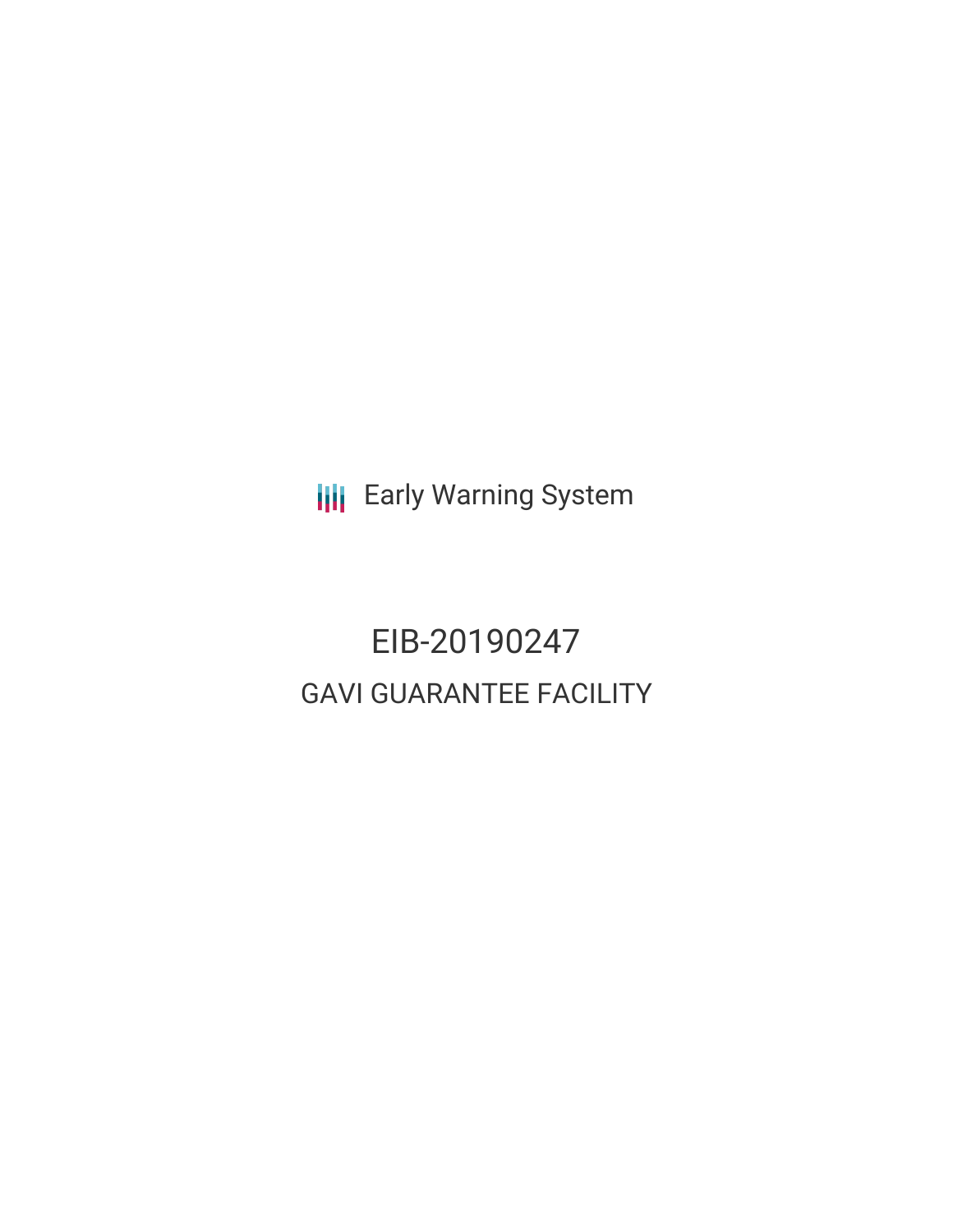Early Warning System

# EIB-20190247

## GAVI GUARANTEE FACILITY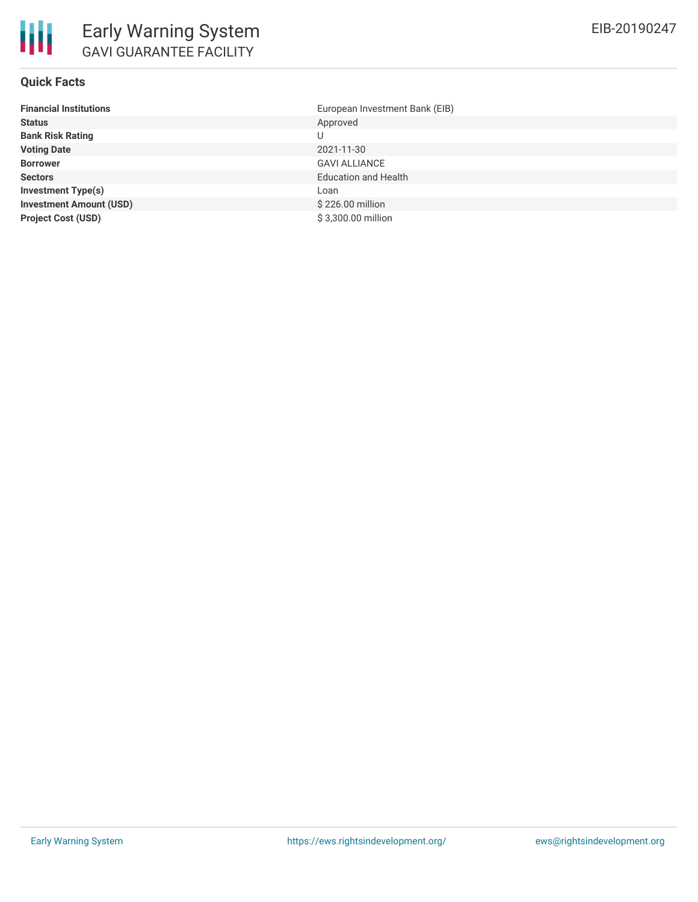# Early Warning System

## GAVI GUARANTEE FACILITY

EIB-20190247

### Quick Facts

| | |
|---|---|
| **Financial Institutions** | European Investment Bank (EIB) |
| **Status** | Approved |
| **Bank Risk Rating** | U |
| **Voting Date** | 2021-11-30 |
| **Borrower** | GAVI ALLIANCE |
| **Sectors** | Education and Health |
| **Investment Type(s)** | Loan |
| **Investment Amount (USD)** | $ 226.00 million |
| **Project Cost (USD)** | $ 3,300.00 million |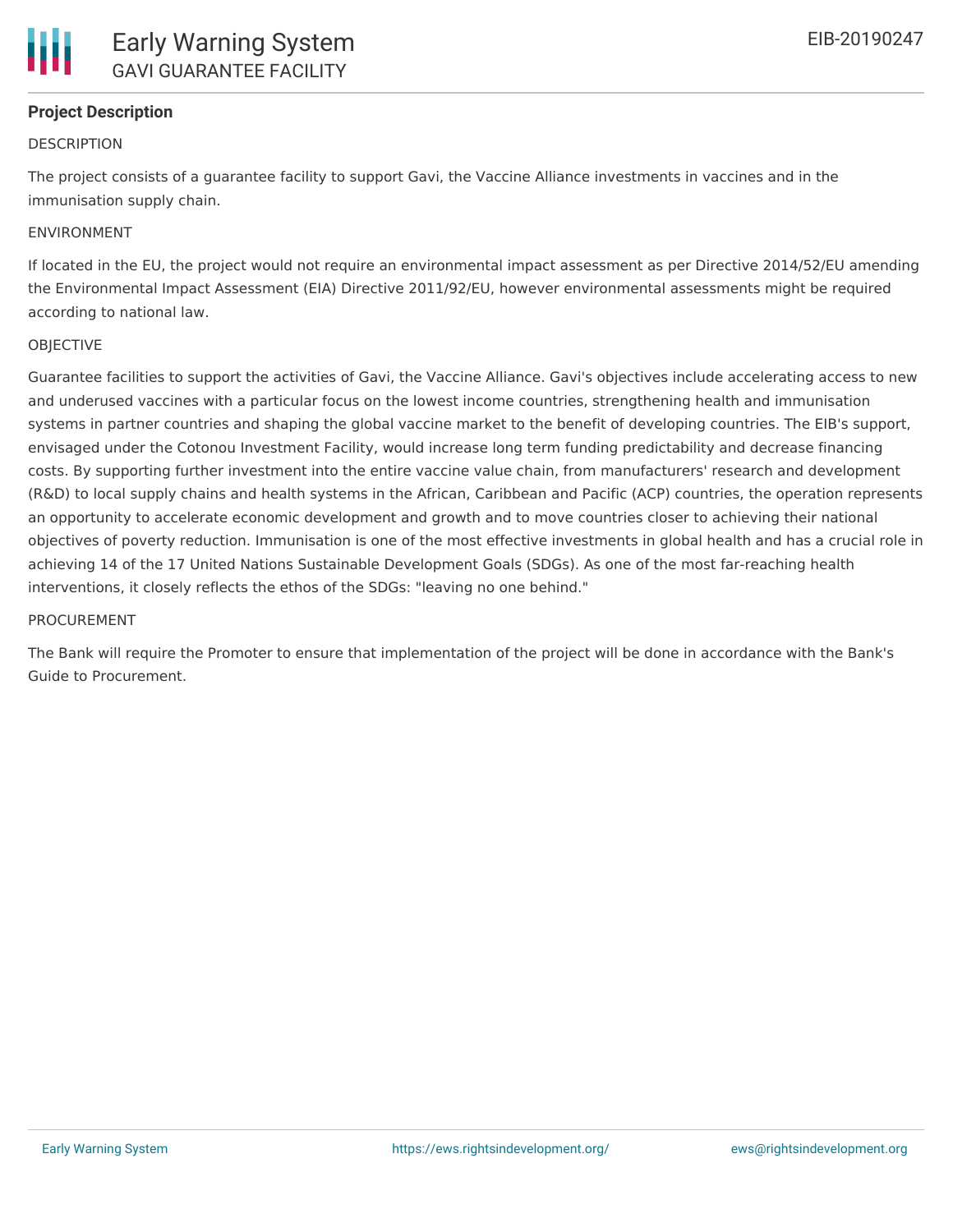## Project Description

DESCRIPTION

The project consists of a guarantee facility to support Gavi, the Vaccine Alliance investments in vaccines and in the immunisation supply chain.

ENVIRONMENT

If located in the EU, the project would not require an environmental impact assessment as per Directive 2014/52/EU amending the Environmental Impact Assessment (EIA) Directive 2011/92/EU, however environmental assessments might be required according to national law.

OBJECTIVE

Guarantee facilities to support the activities of Gavi, the Vaccine Alliance. Gavi's objectives include accelerating access to new and underused vaccines with a particular focus on the lowest income countries, strengthening health and immunisation systems in partner countries and shaping the global vaccine market to the benefit of developing countries. The EIB's support, envisaged under the Cotonou Investment Facility, would increase long term funding predictability and decrease financing costs. By supporting further investment into the entire vaccine value chain, from manufacturers' research and development (R&D) to local supply chains and health systems in the African, Caribbean and Pacific (ACP) countries, the operation represents an opportunity to accelerate economic development and growth and to move countries closer to achieving their national objectives of poverty reduction. Immunisation is one of the most effective investments in global health and has a crucial role in achieving 14 of the 17 United Nations Sustainable Development Goals (SDGs). As one of the most far-reaching health interventions, it closely reflects the ethos of the SDGs: "leaving no one behind."

PROCUREMENT

The Bank will require the Promoter to ensure that implementation of the project will be done in accordance with the Bank's Guide to Procurement.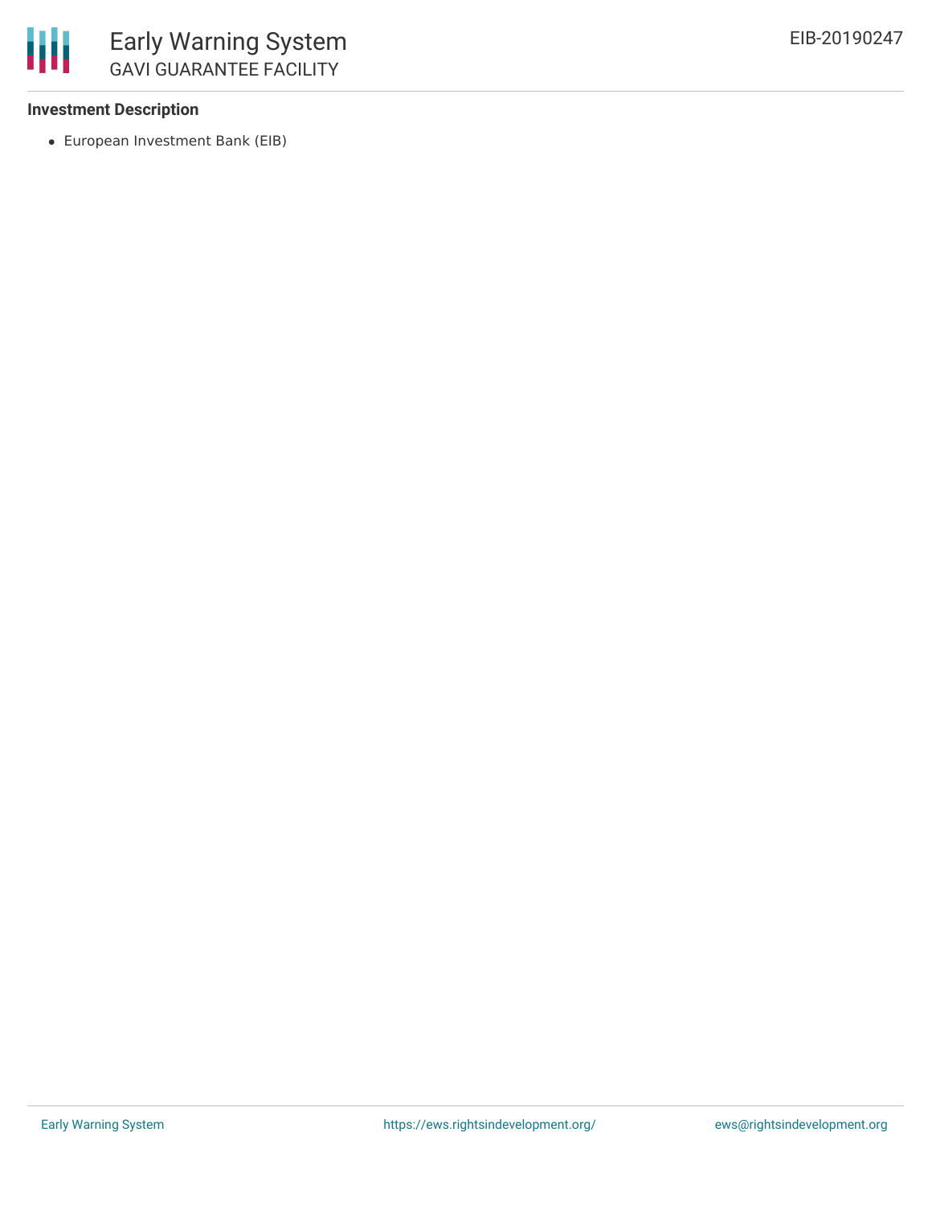**Investment Description**

- European Investment Bank (EIB)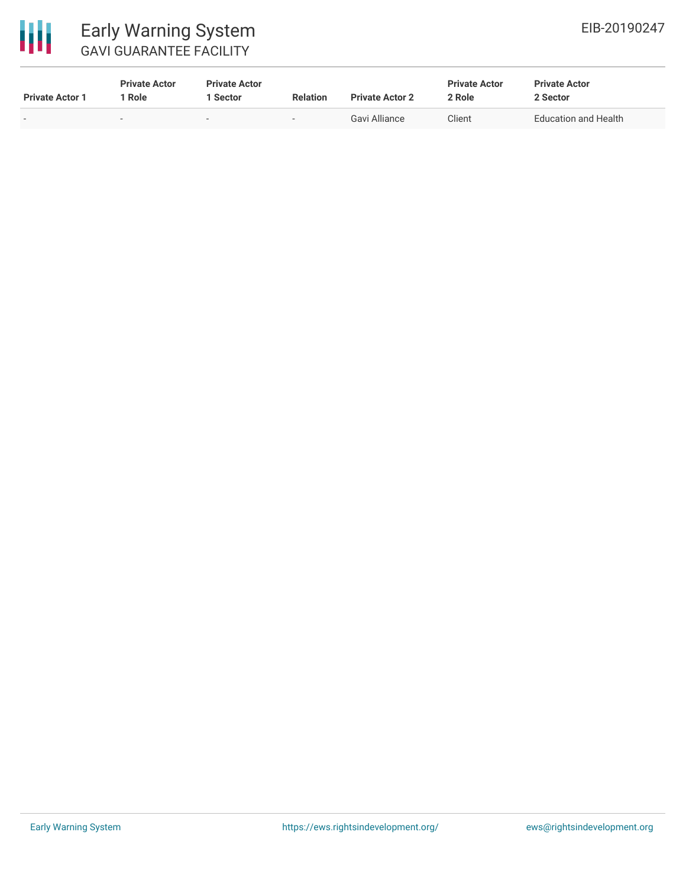| Private Actor 1 | Private Actor 1 Role | Private Actor 1 Sector | Relation | Private Actor 2 | Private Actor 2 Role | Private Actor 2 Sector |
|---|---|---|---|---|---|---|
| - | - | - | - | Gavi Alliance | Client | Education and Health |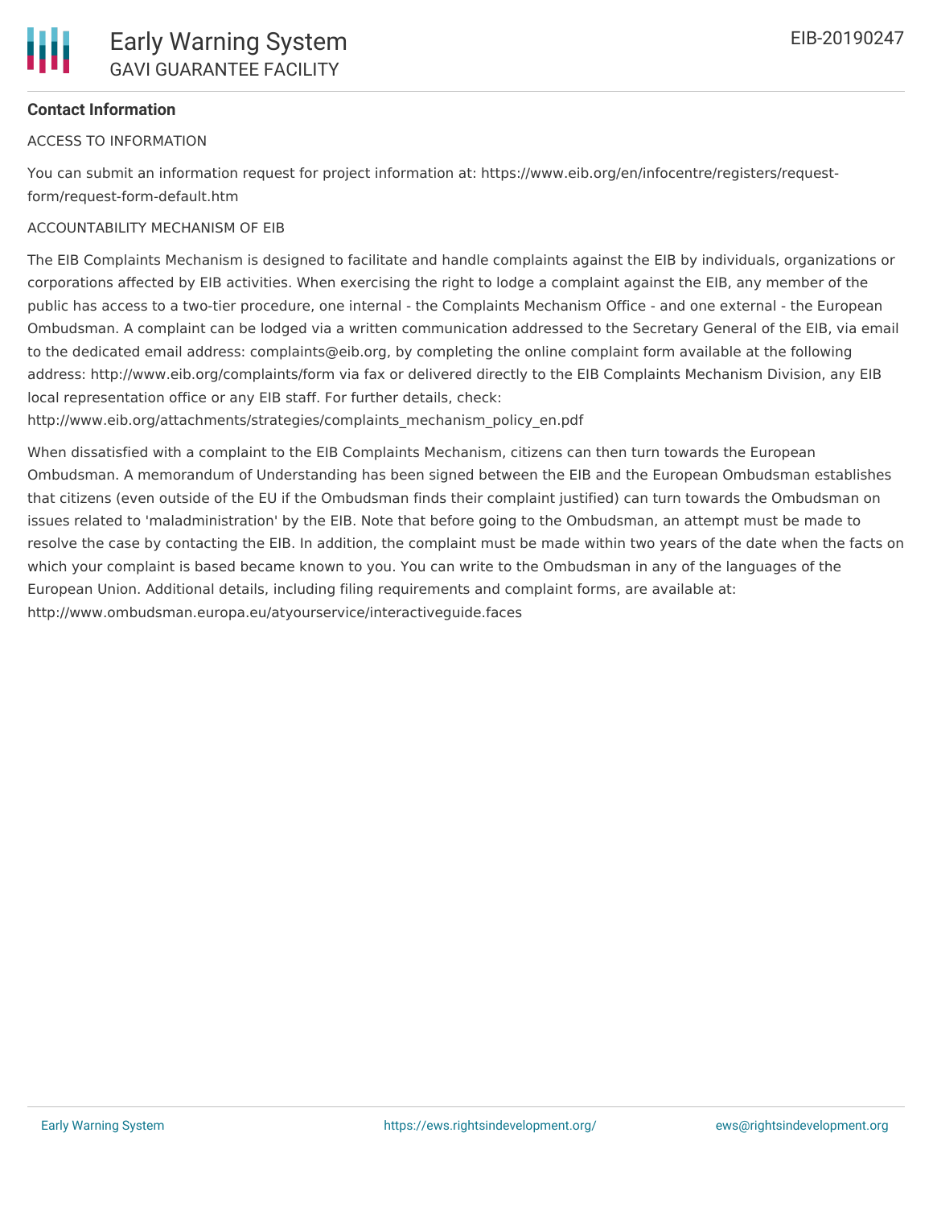**Contact Information**

ACCESS TO INFORMATION

You can submit an information request for project information at: https://www.eib.org/en/infocentre/registers/request-form/request-form-default.htm

ACCOUNTABILITY MECHANISM OF EIB

The EIB Complaints Mechanism is designed to facilitate and handle complaints against the EIB by individuals, organizations or corporations affected by EIB activities. When exercising the right to lodge a complaint against the EIB, any member of the public has access to a two-tier procedure, one internal - the Complaints Mechanism Office - and one external - the European Ombudsman. A complaint can be lodged via a written communication addressed to the Secretary General of the EIB, via email to the dedicated email address: complaints@eib.org, by completing the online complaint form available at the following address: http://www.eib.org/complaints/form via fax or delivered directly to the EIB Complaints Mechanism Division, any EIB local representation office or any EIB staff. For further details, check: http://www.eib.org/attachments/strategies/complaints_mechanism_policy_en.pdf

When dissatisfied with a complaint to the EIB Complaints Mechanism, citizens can then turn towards the European Ombudsman. A memorandum of Understanding has been signed between the EIB and the European Ombudsman establishes that citizens (even outside of the EU if the Ombudsman finds their complaint justified) can turn towards the Ombudsman on issues related to 'maladministration' by the EIB. Note that before going to the Ombudsman, an attempt must be made to resolve the case by contacting the EIB. In addition, the complaint must be made within two years of the date when the facts on which your complaint is based became known to you. You can write to the Ombudsman in any of the languages of the European Union. Additional details, including filing requirements and complaint forms, are available at: http://www.ombudsman.europa.eu/atyourservice/interactiveguide.faces